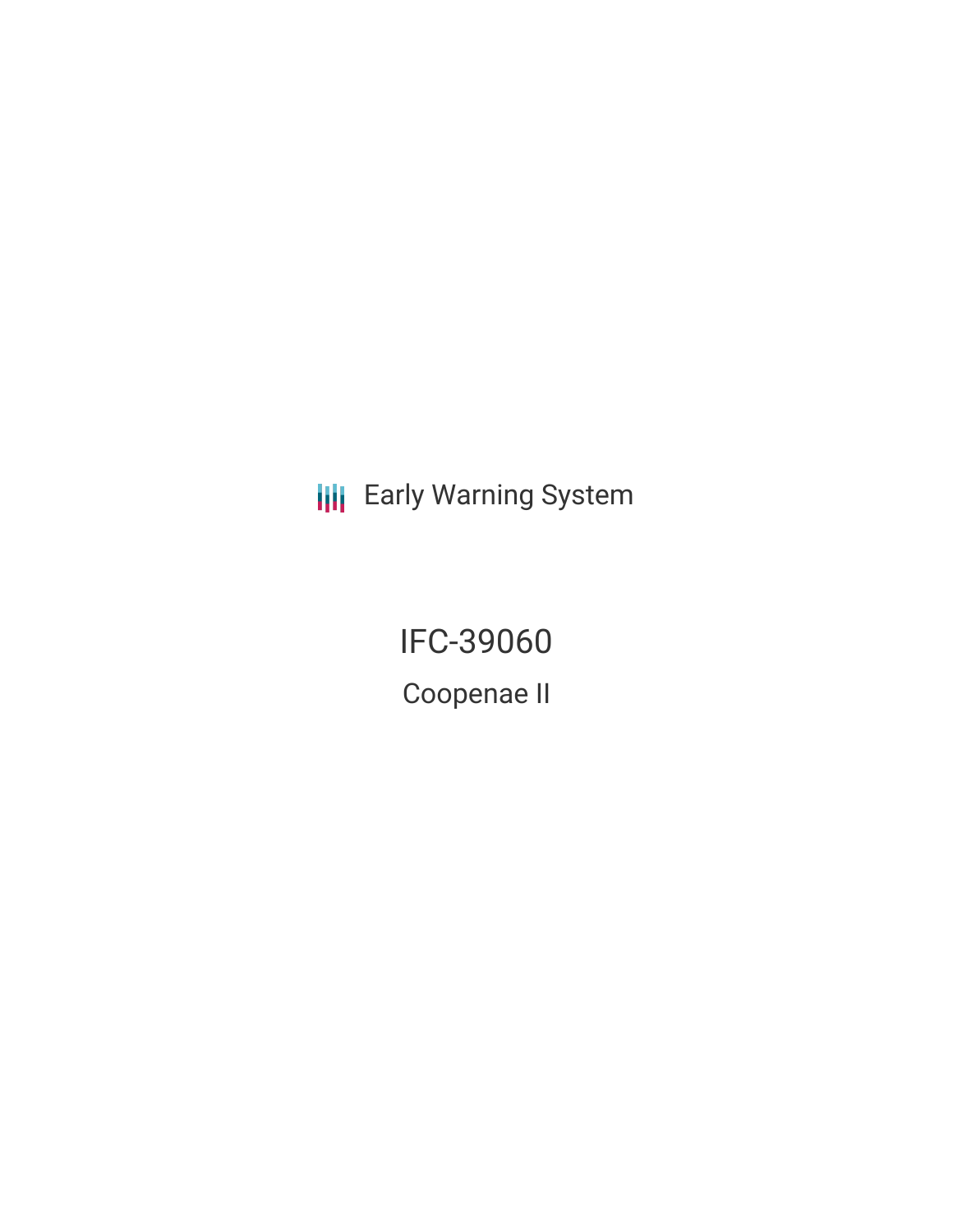Early Warning System

# IFC-39060

## Coopenae II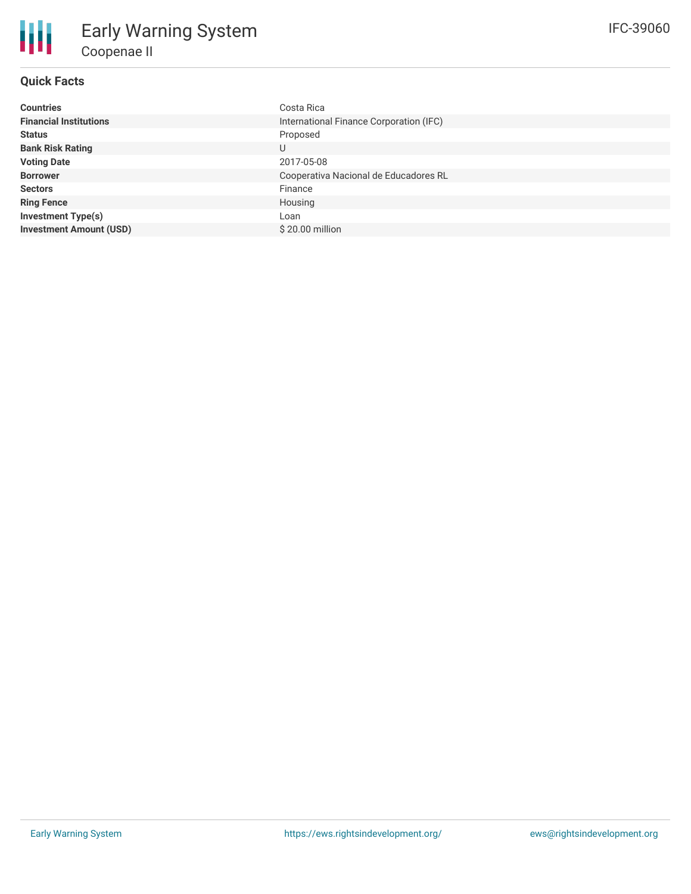# Early Warning System

## Coopenae II

IFC-39060

### Quick Facts

| | |
|---|---|
| **Countries** | Costa Rica |
| **Financial Institutions** | International Finance Corporation (IFC) |
| **Status** | Proposed |
| **Bank Risk Rating** | U |
| **Voting Date** | 2017-05-08 |
| **Borrower** | Cooperativa Nacional de Educadores RL |
| **Sectors** | Finance |
| **Ring Fence** | Housing |
| **Investment Type(s)** | Loan |
| **Investment Amount (USD)** | $ 20.00 million |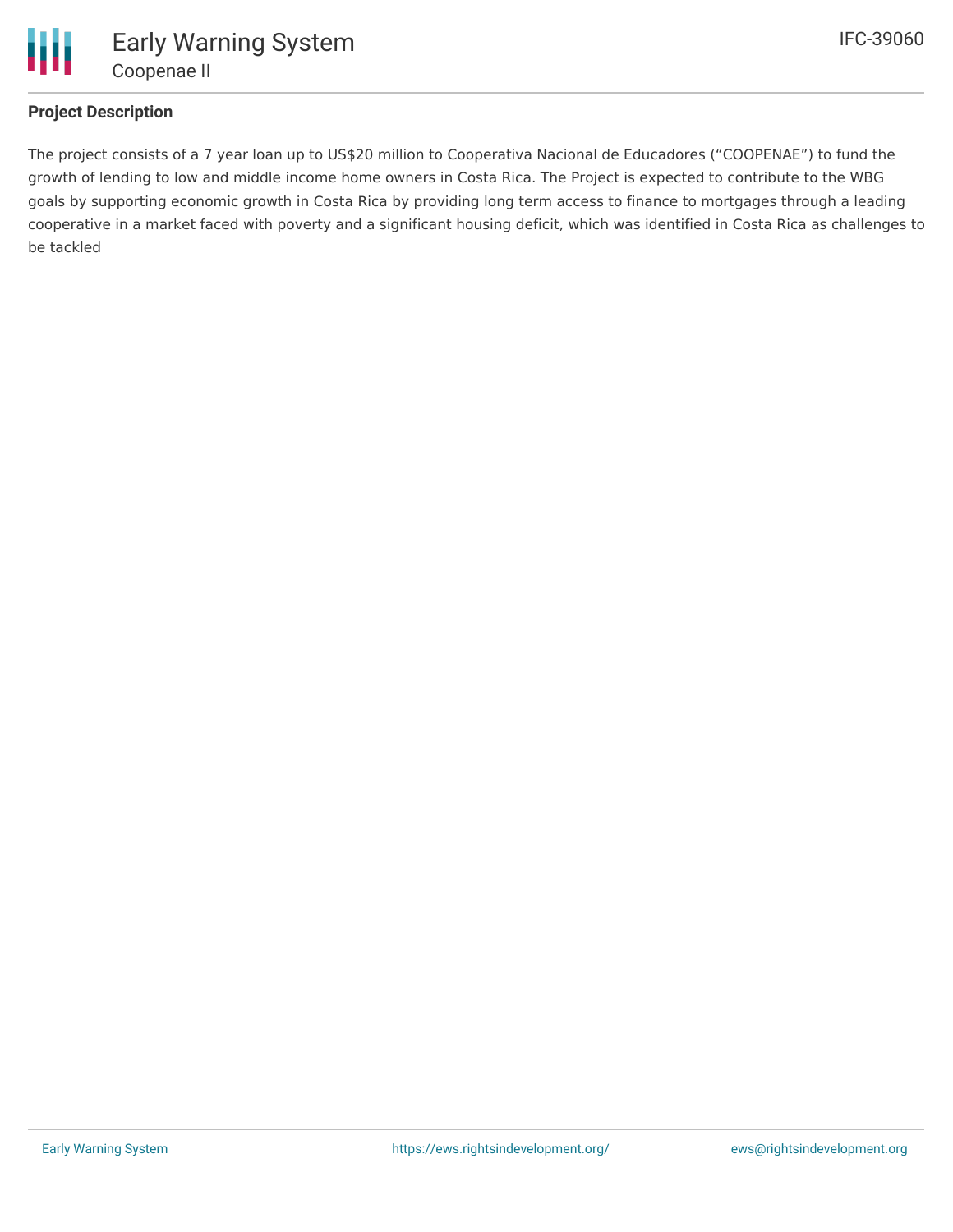## Project Description

The project consists of a 7 year loan up to US$20 million to Cooperativa Nacional de Educadores (“COOPENAE”) to fund the growth of lending to low and middle income home owners in Costa Rica. The Project is expected to contribute to the WBG goals by supporting economic growth in Costa Rica by providing long term access to finance to mortgages through a leading cooperative in a market faced with poverty and a significant housing deficit, which was identified in Costa Rica as challenges to be tackled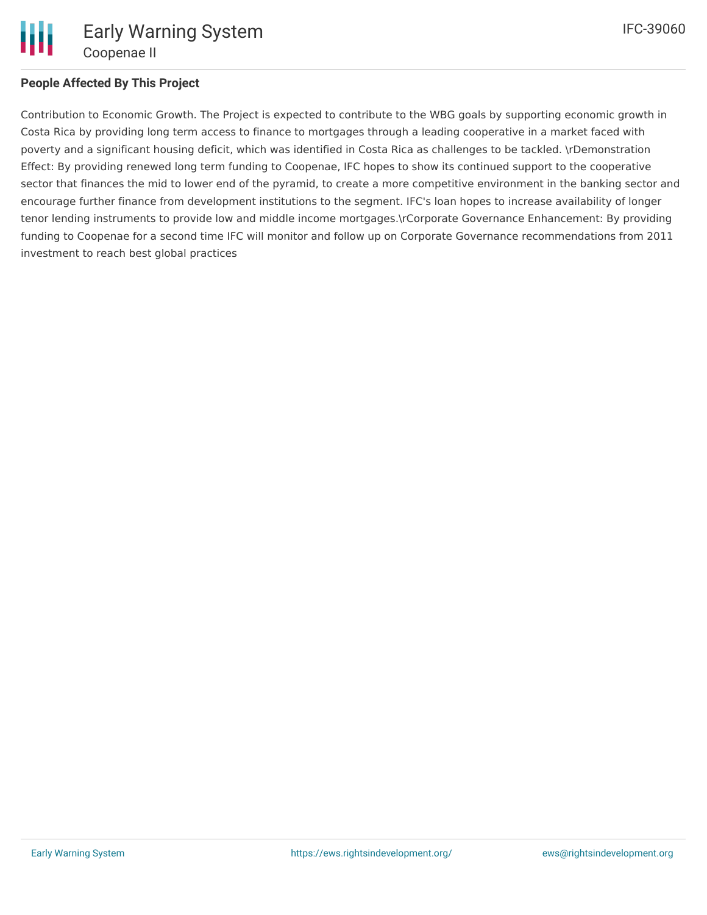## People Affected By This Project

Contribution to Economic Growth. The Project is expected to contribute to the WBG goals by supporting economic growth in Costa Rica by providing long term access to finance to mortgages through a leading cooperative in a market faced with poverty and a significant housing deficit, which was identified in Costa Rica as challenges to be tackled. \rDemonstration Effect: By providing renewed long term funding to Coopenae, IFC hopes to show its continued support to the cooperative sector that finances the mid to lower end of the pyramid, to create a more competitive environment in the banking sector and encourage further finance from development institutions to the segment. IFC's loan hopes to increase availability of longer tenor lending instruments to provide low and middle income mortgages.\rCorporate Governance Enhancement: By providing funding to Coopenae for a second time IFC will monitor and follow up on Corporate Governance recommendations from 2011 investment to reach best global practices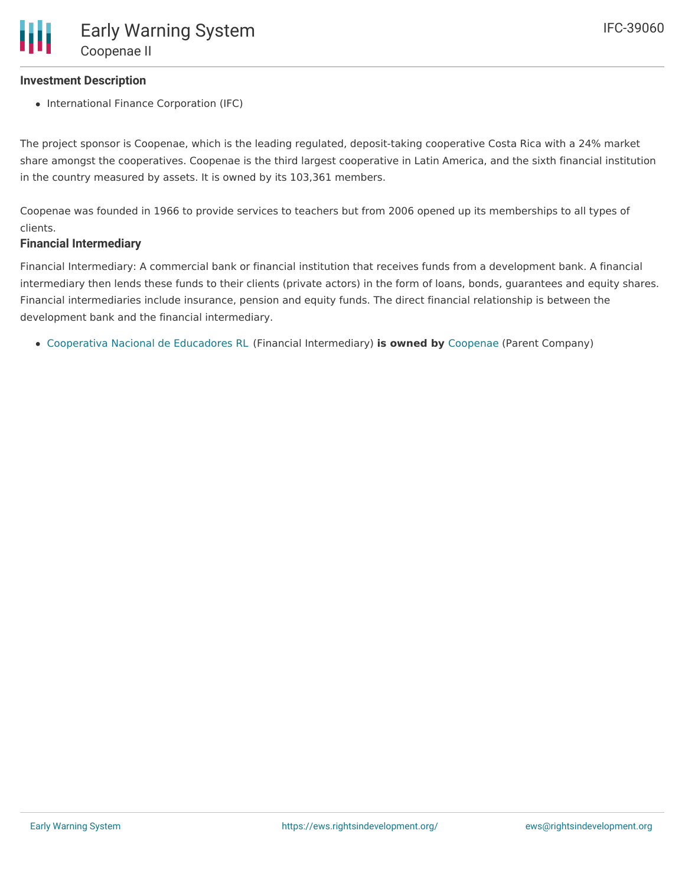### Investment Description

- International Finance Corporation (IFC)

The project sponsor is Coopenae, which is the leading regulated, deposit-taking cooperative Costa Rica with a 24% market share amongst the cooperatives. Coopenae is the third largest cooperative in Latin America, and the sixth financial institution in the country measured by assets. It is owned by its 103,361 members.

Coopenae was founded in 1966 to provide services to teachers but from 2006 opened up its memberships to all types of clients.

### Financial Intermediary

Financial Intermediary: A commercial bank or financial institution that receives funds from a development bank. A financial intermediary then lends these funds to their clients (private actors) in the form of loans, bonds, guarantees and equity shares. Financial intermediaries include insurance, pension and equity funds. The direct financial relationship is between the development bank and the financial intermediary.

- Cooperativa Nacional de Educadores RL (Financial Intermediary) **is owned by** Coopenae (Parent Company)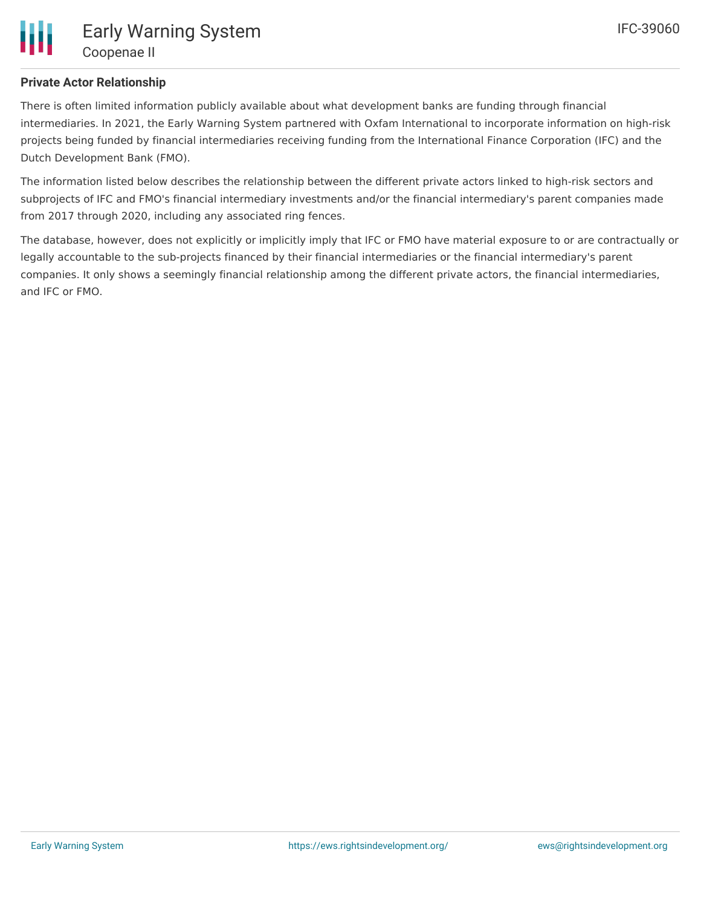## Private Actor Relationship

There is often limited information publicly available about what development banks are funding through financial intermediaries. In 2021, the Early Warning System partnered with Oxfam International to incorporate information on high-risk projects being funded by financial intermediaries receiving funding from the International Finance Corporation (IFC) and the Dutch Development Bank (FMO).

The information listed below describes the relationship between the different private actors linked to high-risk sectors and subprojects of IFC and FMO's financial intermediary investments and/or the financial intermediary's parent companies made from 2017 through 2020, including any associated ring fences.

The database, however, does not explicitly or implicitly imply that IFC or FMO have material exposure to or are contractually or legally accountable to the sub-projects financed by their financial intermediaries or the financial intermediary's parent companies. It only shows a seemingly financial relationship among the different private actors, the financial intermediaries, and IFC or FMO.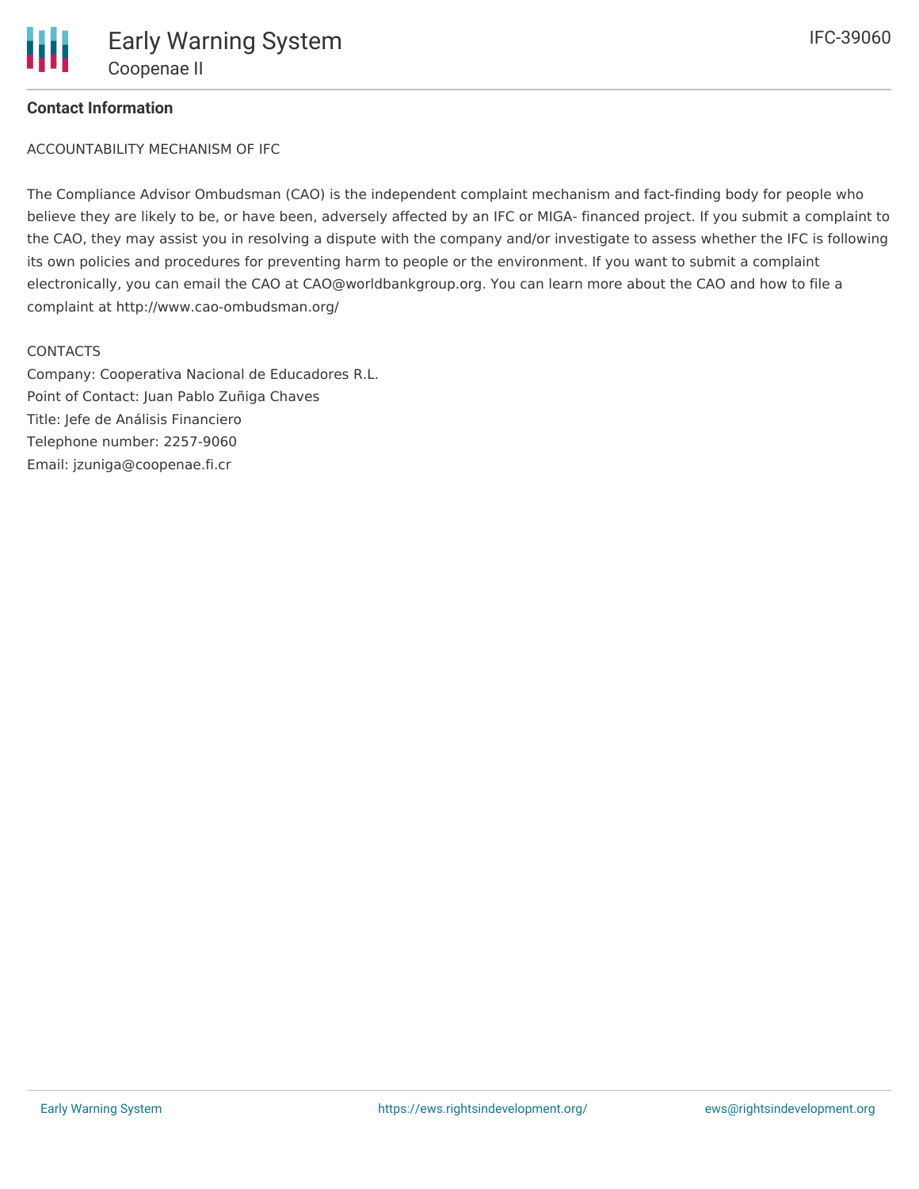**Contact Information**

ACCOUNTABILITY MECHANISM OF IFC

The Compliance Advisor Ombudsman (CAO) is the independent complaint mechanism and fact-finding body for people who believe they are likely to be, or have been, adversely affected by an IFC or MIGA- financed project. If you submit a complaint to the CAO, they may assist you in resolving a dispute with the company and/or investigate to assess whether the IFC is following its own policies and procedures for preventing harm to people or the environment. If you want to submit a complaint electronically, you can email the CAO at CAO@worldbankgroup.org. You can learn more about the CAO and how to file a complaint at http://www.cao-ombudsman.org/

CONTACTS
Company: Cooperativa Nacional de Educadores R.L.
Point of Contact: Juan Pablo Zuñiga Chaves
Title: Jefe de Análisis Financiero
Telephone number: 2257-9060
Email: jzuniga@coopenae.fi.cr